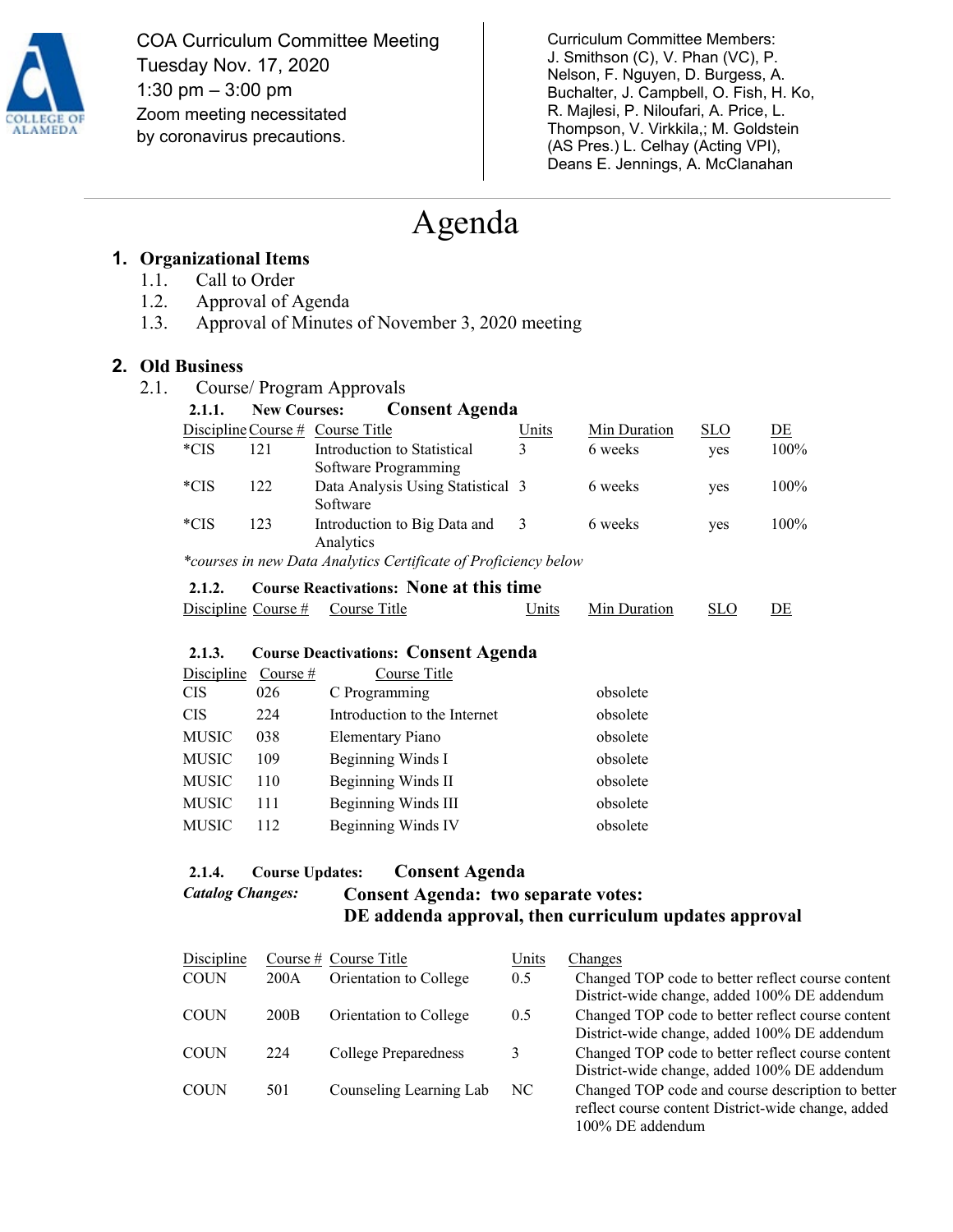COA Curriculum Committee Meeting
Tuesday Nov. 17, 2020
1:30 pm – 3:00 pm
Zoom meeting necessitated by coronavirus precautions.

Curriculum Committee Members: J. Smithson (C), V. Phan (VC), P. Nelson, F. Nguyen, D. Burgess, A. Buchalter, J. Campbell, O. Fish, H. Ko, R. Majlesi, P. Niloufari, A. Price, L. Thompson, V. Virkkila,; M. Goldstein (AS Pres.) L. Celhay (Acting VPI), Deans E. Jennings, A. McClanahan

# Agenda

## 1. Organizational Items

1.1. Call to Order
1.2. Approval of Agenda
1.3. Approval of Minutes of November 3, 2020 meeting

## 2. Old Business

2.1. Course/ Program Approvals

**2.1.1. New Courses: Consent Agenda**

| Discipline | Course # | Course Title | Units | Min Duration | SLO | DE |
|---|---|---|---|---|---|---|
| *CIS | 121 | Introduction to Statistical Software Programming | 3 | 6 weeks | yes | 100% |
| *CIS | 122 | Data Analysis Using Statistical Software | 3 | 6 weeks | yes | 100% |
| *CIS | 123 | Introduction to Big Data and Analytics | 3 | 6 weeks | yes | 100% |

*\*courses in new Data Analytics Certificate of Proficiency below*

**2.1.2. Course Reactivations: None at this time**

| Discipline | Course # | Course Title | Units | Min Duration | SLO | DE |
|---|---|---|---|---|---|---|

**2.1.3. Course Deactivations: Consent Agenda**

| Discipline | Course # | Course Title | |
|---|---|---|---|
| CIS | 026 | C Programming | obsolete |
| CIS | 224 | Introduction to the Internet | obsolete |
| MUSIC | 038 | Elementary Piano | obsolete |
| MUSIC | 109 | Beginning Winds I | obsolete |
| MUSIC | 110 | Beginning Winds II | obsolete |
| MUSIC | 111 | Beginning Winds III | obsolete |
| MUSIC | 112 | Beginning Winds IV | obsolete |

**2.1.4. Course Updates: Consent Agenda**

***Catalog Changes:*** **Consent Agenda: two separate votes: DE addenda approval, then curriculum updates approval**

| Discipline | Course # | Course Title | Units | Changes |
|---|---|---|---|---|
| COUN | 200A | Orientation to College | 0.5 | Changed TOP code to better reflect course content District-wide change, added 100% DE addendum |
| COUN | 200B | Orientation to College | 0.5 | Changed TOP code to better reflect course content District-wide change, added 100% DE addendum |
| COUN | 224 | College Preparedness | 3 | Changed TOP code to better reflect course content District-wide change, added 100% DE addendum |
| COUN | 501 | Counseling Learning Lab | NC | Changed TOP code and course description to better reflect course content District-wide change, added 100% DE addendum |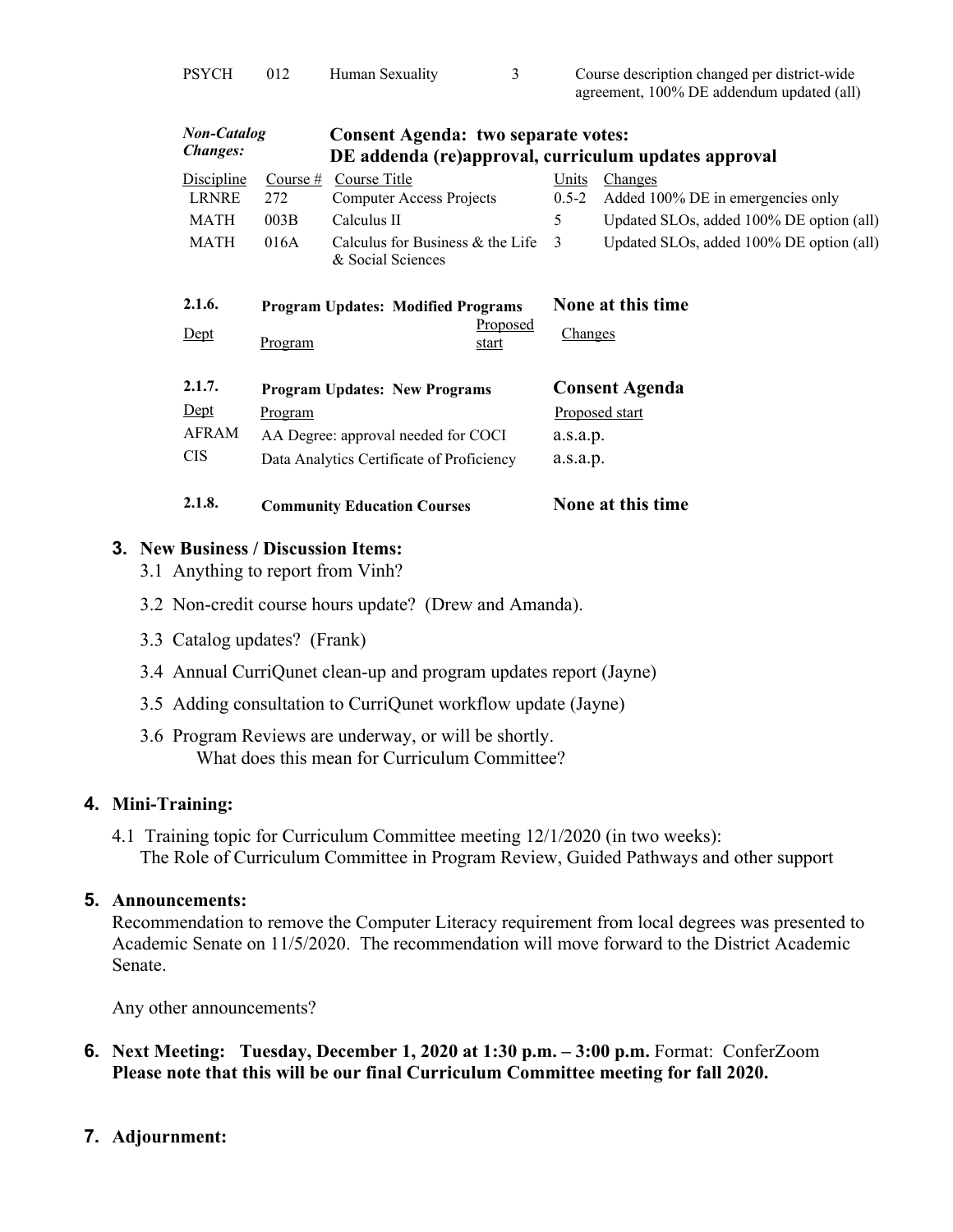| | | | | |
|---|---|---|---|---|
| PSYCH | 012 | Human Sexuality | 3 | Course description changed per district-wide agreement, 100% DE addendum updated (all) |

***Non-Catalog Changes:*** **Consent Agenda: two separate votes: DE addenda (re)approval, curriculum updates approval**

| Discipline | Course # | Course Title | Units | Changes |
|---|---|---|---|---|
| LRNRE | 272 | Computer Access Projects | 0.5-2 | Added 100% DE in emergencies only |
| MATH | 003B | Calculus II | 5 | Updated SLOs, added 100% DE option (all) |
| MATH | 016A | Calculus for Business & the Life & Social Sciences | 3 | Updated SLOs, added 100% DE option (all) |

**2.1.6. Program Updates: Modified Programs** — **None at this time**

| Dept | Program | Proposed start | Changes |
|---|---|---|---|

**2.1.7. Program Updates: New Programs** — **Consent Agenda**

| Dept | Program | Proposed start |
|---|---|---|
| AFRAM | AA Degree: approval needed for COCI | a.s.a.p. |
| CIS | Data Analytics Certificate of Proficiency | a.s.a.p. |

**2.1.8. Community Education Courses** — **None at this time**

## 3. New Business / Discussion Items:

3.1 Anything to report from Vinh?

3.2 Non-credit course hours update? (Drew and Amanda).

3.3 Catalog updates? (Frank)

3.4 Annual CurriQunet clean-up and program updates report (Jayne)

3.5 Adding consultation to CurriQunet workflow update (Jayne)

3.6 Program Reviews are underway, or will be shortly.
What does this mean for Curriculum Committee?

## 4. Mini-Training:

4.1 Training topic for Curriculum Committee meeting 12/1/2020 (in two weeks):
The Role of Curriculum Committee in Program Review, Guided Pathways and other support

## 5. Announcements:

Recommendation to remove the Computer Literacy requirement from local degrees was presented to Academic Senate on 11/5/2020. The recommendation will move forward to the District Academic Senate.

Any other announcements?

## 6. Next Meeting: Tuesday, December 1, 2020 at 1:30 p.m. – 3:00 p.m. Format: ConferZoom

**Please note that this will be our final Curriculum Committee meeting for fall 2020.**

## 7. Adjournment: